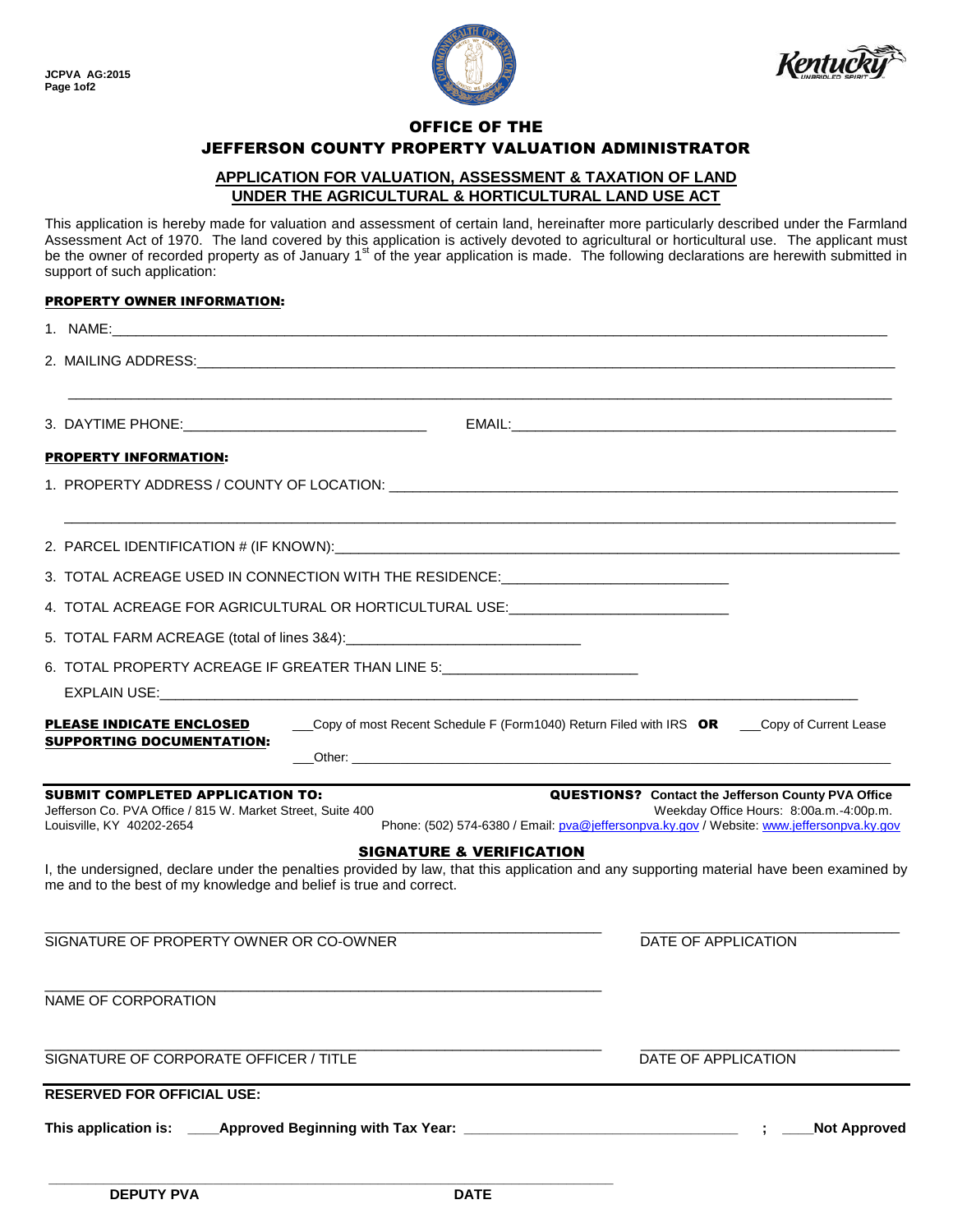JCPVA AG:2015

# OFFICE OF THE
# JEFFERSON COUNTY PROPERTY VALUATION ADMINISTRATOR

## APPLICATION FOR VALUATION, ASSESSMENT & TAXATION OF LAND UNDER THE AGRICULTURAL & HORTICULTURAL LAND USE ACT

This application is hereby made for valuation and assessment of certain land, hereinafter more particularly described under the Farmland Assessment Act of 1970. The land covered by this application is actively devoted to agricultural or horticultural use. The applicant must be the owner of recorded property as of January 1st of the year application is made. The following declarations are herewith submitted in support of such application:

**PROPERTY OWNER INFORMATION:**

1. NAME:\_\_\_\_\_\_\_\_\_\_\_\_\_\_\_\_\_\_\_\_\_\_\_\_\_\_\_\_\_\_\_\_\_\_\_\_\_\_\_\_

2. MAILING ADDRESS:\_\_\_\_\_\_\_\_\_\_\_\_\_\_\_\_\_\_\_\_\_\_\_\_\_\_\_\_\_\_\_\_\_\_\_\_\_\_\_\_

\_\_\_\_\_\_\_\_\_\_\_\_\_\_\_\_\_\_\_\_\_\_\_\_\_\_\_\_\_\_\_\_\_\_\_\_\_\_\_\_

3. DAYTIME PHONE:\_\_\_\_\_\_\_\_\_\_\_\_\_\_\_\_\_\_\_\_ EMAIL:\_\_\_\_\_\_\_\_\_\_\_\_\_\_\_\_\_\_\_\_

**PROPERTY INFORMATION:**

1. PROPERTY ADDRESS / COUNTY OF LOCATION: \_\_\_\_\_\_\_\_\_\_\_\_\_\_\_\_\_\_\_\_\_\_\_\_\_\_\_\_\_\_

\_\_\_\_\_\_\_\_\_\_\_\_\_\_\_\_\_\_\_\_\_\_\_\_\_\_\_\_\_\_\_\_\_\_\_\_\_\_\_\_

2. PARCEL IDENTIFICATION # (IF KNOWN):\_\_\_\_\_\_\_\_\_\_\_\_\_\_\_\_\_\_\_\_\_\_\_\_\_\_\_\_\_\_

3. TOTAL ACREAGE USED IN CONNECTION WITH THE RESIDENCE:\_\_\_\_\_\_\_\_\_\_\_\_\_\_\_\_\_\_\_\_

4. TOTAL ACREAGE FOR AGRICULTURAL OR HORTICULTURAL USE:\_\_\_\_\_\_\_\_\_\_\_\_\_\_\_\_\_\_\_\_

5. TOTAL FARM ACREAGE (total of lines 3&4):\_\_\_\_\_\_\_\_\_\_\_\_\_\_\_\_\_\_\_\_

6. TOTAL PROPERTY ACREAGE IF GREATER THAN LINE 5:\_\_\_\_\_\_\_\_\_\_\_\_\_\_\_\_\_\_\_\_

   EXPLAIN USE:\_\_\_\_\_\_\_\_\_\_\_\_\_\_\_\_\_\_\_\_\_\_\_\_\_\_\_\_\_\_\_\_\_\_\_\_\_\_\_\_

**PLEASE INDICATE ENCLOSED SUPPORTING DOCUMENTATION:** \_\_\_Copy of most Recent Schedule F (Form1040) Return Filed with IRS **OR** \_\_\_Copy of Current Lease

\_\_\_Other: \_\_\_\_\_\_\_\_\_\_\_\_\_\_\_\_\_\_\_\_\_\_\_\_\_\_\_\_\_\_\_\_\_\_\_\_\_\_\_\_

**SUBMIT COMPLETED APPLICATION TO:**
Jefferson Co. PVA Office / 815 W. Market Street, Suite 400
Louisville, KY 40202-2654

**QUESTIONS? Contact the Jefferson County PVA Office**
Weekday Office Hours: 8:00a.m.-4:00p.m.
Phone: (502) 574-6380 / Email: pva@jeffersonpva.ky.gov / Website: www.jeffersonpva.ky.gov

**SIGNATURE & VERIFICATION**

I, the undersigned, declare under the penalties provided by law, that this application and any supporting material have been examined by me and to the best of my knowledge and belief is true and correct.

\_\_\_\_\_\_\_\_\_\_\_\_\_\_\_\_\_\_\_\_\_\_\_\_\_\_\_\_\_\_ \_\_\_\_\_\_\_\_\_\_\_\_\_\_\_\_\_\_\_\_
SIGNATURE OF PROPERTY OWNER OR CO-OWNER DATE OF APPLICATION

\_\_\_\_\_\_\_\_\_\_\_\_\_\_\_\_\_\_\_\_\_\_\_\_\_\_\_\_\_\_
NAME OF CORPORATION

\_\_\_\_\_\_\_\_\_\_\_\_\_\_\_\_\_\_\_\_\_\_\_\_\_\_\_\_\_\_ \_\_\_\_\_\_\_\_\_\_\_\_\_\_\_\_\_\_\_\_
SIGNATURE OF CORPORATE OFFICER / TITLE DATE OF APPLICATION

**RESERVED FOR OFFICIAL USE:**

**This application is: \_\_\_\_Approved Beginning with Tax Year: \_\_\_\_\_\_\_\_\_\_\_\_\_\_\_\_\_\_\_\_ ; \_\_\_\_Not Approved**

\_\_\_\_\_\_\_\_\_\_\_\_\_\_\_\_\_\_\_\_\_\_\_\_\_\_\_\_\_\_
**DEPUTY PVA DATE**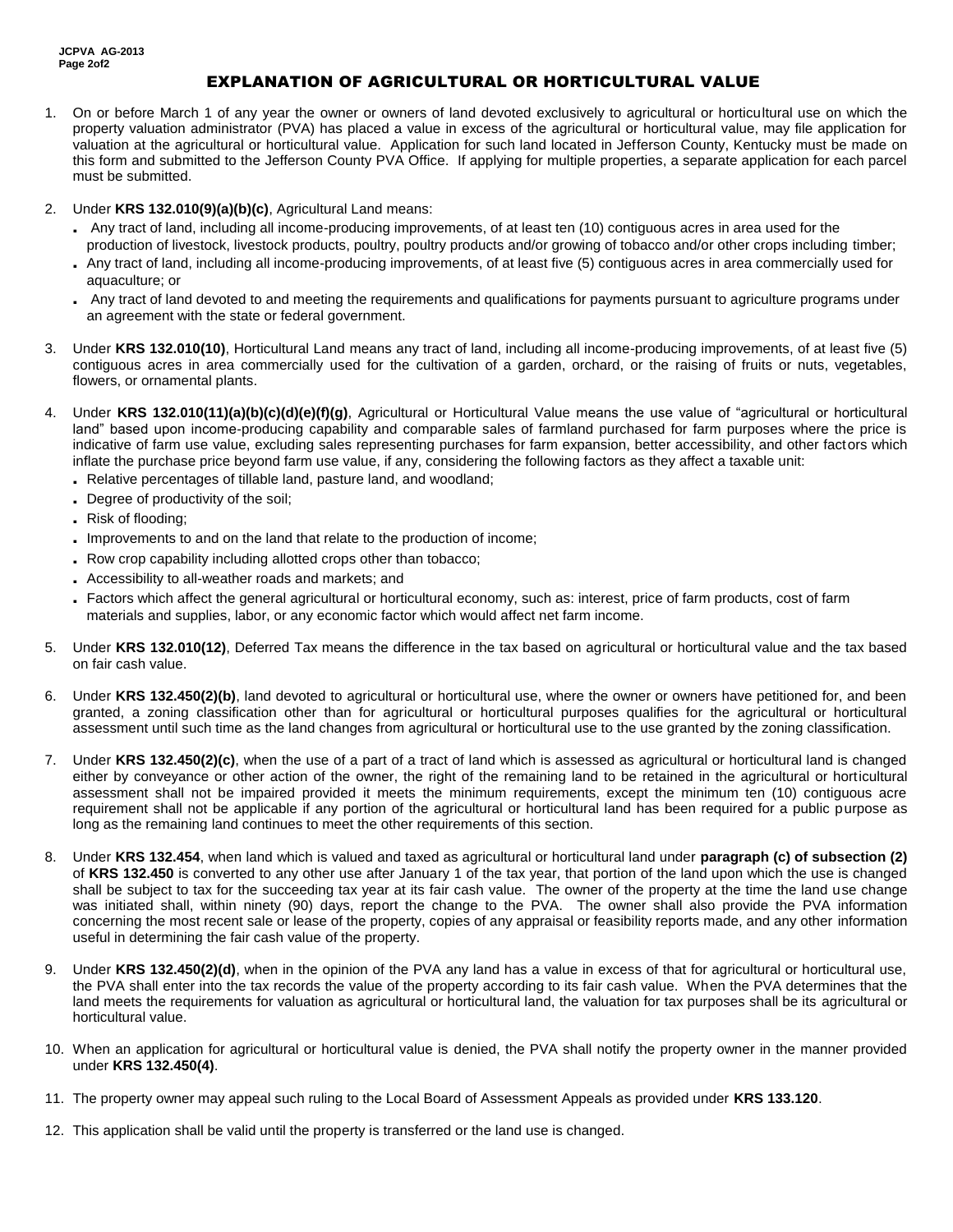# EXPLANATION OF AGRICULTURAL OR HORTICULTURAL VALUE

1. On or before March 1 of any year the owner or owners of land devoted exclusively to agricultural or horticultural use on which the property valuation administrator (PVA) has placed a value in excess of the agricultural or horticultural value, may file application for valuation at the agricultural or horticultural value. Application for such land located in Jefferson County, Kentucky must be made on this form and submitted to the Jefferson County PVA Office. If applying for multiple properties, a separate application for each parcel must be submitted.

2. Under **KRS 132.010(9)(a)(b)(c)**, Agricultural Land means:
   - Any tract of land, including all income-producing improvements, of at least ten (10) contiguous acres in area used for the production of livestock, livestock products, poultry, poultry products and/or growing of tobacco and/or other crops including timber;
   - Any tract of land, including all income-producing improvements, of at least five (5) contiguous acres in area commercially used for aquaculture; or
   - Any tract of land devoted to and meeting the requirements and qualifications for payments pursuant to agriculture programs under an agreement with the state or federal government.

3. Under **KRS 132.010(10)**, Horticultural Land means any tract of land, including all income-producing improvements, of at least five (5) contiguous acres in area commercially used for the cultivation of a garden, orchard, or the raising of fruits or nuts, vegetables, flowers, or ornamental plants.

4. Under **KRS 132.010(11)(a)(b)(c)(d)(e)(f)(g)**, Agricultural or Horticultural Value means the use value of "agricultural or horticultural land" based upon income-producing capability and comparable sales of farmland purchased for farm purposes where the price is indicative of farm use value, excluding sales representing purchases for farm expansion, better accessibility, and other factors which inflate the purchase price beyond farm use value, if any, considering the following factors as they affect a taxable unit:
   - Relative percentages of tillable land, pasture land, and woodland;
   - Degree of productivity of the soil;
   - Risk of flooding;
   - Improvements to and on the land that relate to the production of income;
   - Row crop capability including allotted crops other than tobacco;
   - Accessibility to all-weather roads and markets; and
   - Factors which affect the general agricultural or horticultural economy, such as: interest, price of farm products, cost of farm materials and supplies, labor, or any economic factor which would affect net farm income.

5. Under **KRS 132.010(12)**, Deferred Tax means the difference in the tax based on agricultural or horticultural value and the tax based on fair cash value.

6. Under **KRS 132.450(2)(b)**, land devoted to agricultural or horticultural use, where the owner or owners have petitioned for, and been granted, a zoning classification other than for agricultural or horticultural purposes qualifies for the agricultural or horticultural assessment until such time as the land changes from agricultural or horticultural use to the use granted by the zoning classification.

7. Under **KRS 132.450(2)(c)**, when the use of a part of a tract of land which is assessed as agricultural or horticultural land is changed either by conveyance or other action of the owner, the right of the remaining land to be retained in the agricultural or horticultural assessment shall not be impaired provided it meets the minimum requirements, except the minimum ten (10) contiguous acre requirement shall not be applicable if any portion of the agricultural or horticultural land has been required for a public purpose as long as the remaining land continues to meet the other requirements of this section.

8. Under **KRS 132.454**, when land which is valued and taxed as agricultural or horticultural land under **paragraph (c) of subsection (2)** of **KRS 132.450** is converted to any other use after January 1 of the tax year, that portion of the land upon which the use is changed shall be subject to tax for the succeeding tax year at its fair cash value. The owner of the property at the time the land use change was initiated shall, within ninety (90) days, report the change to the PVA. The owner shall also provide the PVA information concerning the most recent sale or lease of the property, copies of any appraisal or feasibility reports made, and any other information useful in determining the fair cash value of the property.

9. Under **KRS 132.450(2)(d)**, when in the opinion of the PVA any land has a value in excess of that for agricultural or horticultural use, the PVA shall enter into the tax records the value of the property according to its fair cash value. When the PVA determines that the land meets the requirements for valuation as agricultural or horticultural land, the valuation for tax purposes shall be its agricultural or horticultural value.

10. When an application for agricultural or horticultural value is denied, the PVA shall notify the property owner in the manner provided under **KRS 132.450(4)**.

11. The property owner may appeal such ruling to the Local Board of Assessment Appeals as provided under **KRS 133.120**.

12. This application shall be valid until the property is transferred or the land use is changed.